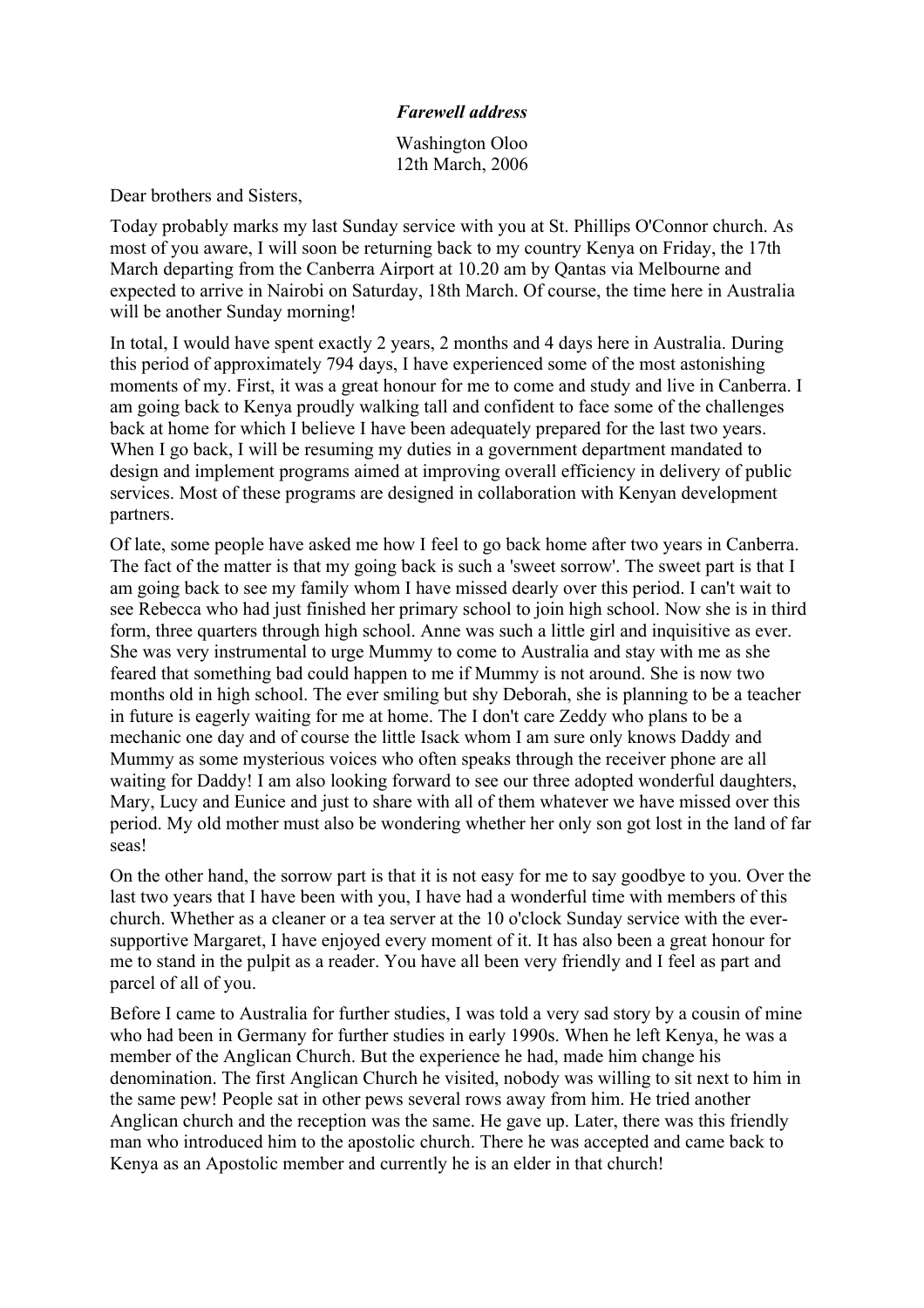***Farewell address***

Washington Oloo
12th March, 2006

Dear brothers and Sisters,

Today probably marks my last Sunday service with you at St. Phillips O'Connor church. As most of you aware, I will soon be returning back to my country Kenya on Friday, the 17th March departing from the Canberra Airport at 10.20 am by Qantas via Melbourne and expected to arrive in Nairobi on Saturday, 18th March. Of course, the time here in Australia will be another Sunday morning!

In total, I would have spent exactly 2 years, 2 months and 4 days here in Australia. During this period of approximately 794 days, I have experienced some of the most astonishing moments of my. First, it was a great honour for me to come and study and live in Canberra. I am going back to Kenya proudly walking tall and confident to face some of the challenges back at home for which I believe I have been adequately prepared for the last two years. When I go back, I will be resuming my duties in a government department mandated to design and implement programs aimed at improving overall efficiency in delivery of public services. Most of these programs are designed in collaboration with Kenyan development partners.

Of late, some people have asked me how I feel to go back home after two years in Canberra. The fact of the matter is that my going back is such a 'sweet sorrow'. The sweet part is that I am going back to see my family whom I have missed dearly over this period. I can't wait to see Rebecca who had just finished her primary school to join high school. Now she is in third form, three quarters through high school. Anne was such a little girl and inquisitive as ever. She was very instrumental to urge Mummy to come to Australia and stay with me as she feared that something bad could happen to me if Mummy is not around. She is now two months old in high school. The ever smiling but shy Deborah, she is planning to be a teacher in future is eagerly waiting for me at home. The I don't care Zeddy who plans to be a mechanic one day and of course the little Isack whom I am sure only knows Daddy and Mummy as some mysterious voices who often speaks through the receiver phone are all waiting for Daddy! I am also looking forward to see our three adopted wonderful daughters, Mary, Lucy and Eunice and just to share with all of them whatever we have missed over this period. My old mother must also be wondering whether her only son got lost in the land of far seas!

On the other hand, the sorrow part is that it is not easy for me to say goodbye to you. Over the last two years that I have been with you, I have had a wonderful time with members of this church. Whether as a cleaner or a tea server at the 10 o'clock Sunday service with the ever-supportive Margaret, I have enjoyed every moment of it. It has also been a great honour for me to stand in the pulpit as a reader. You have all been very friendly and I feel as part and parcel of all of you.

Before I came to Australia for further studies, I was told a very sad story by a cousin of mine who had been in Germany for further studies in early 1990s. When he left Kenya, he was a member of the Anglican Church. But the experience he had, made him change his denomination. The first Anglican Church he visited, nobody was willing to sit next to him in the same pew! People sat in other pews several rows away from him. He tried another Anglican church and the reception was the same. He gave up. Later, there was this friendly man who introduced him to the apostolic church. There he was accepted and came back to Kenya as an Apostolic member and currently he is an elder in that church!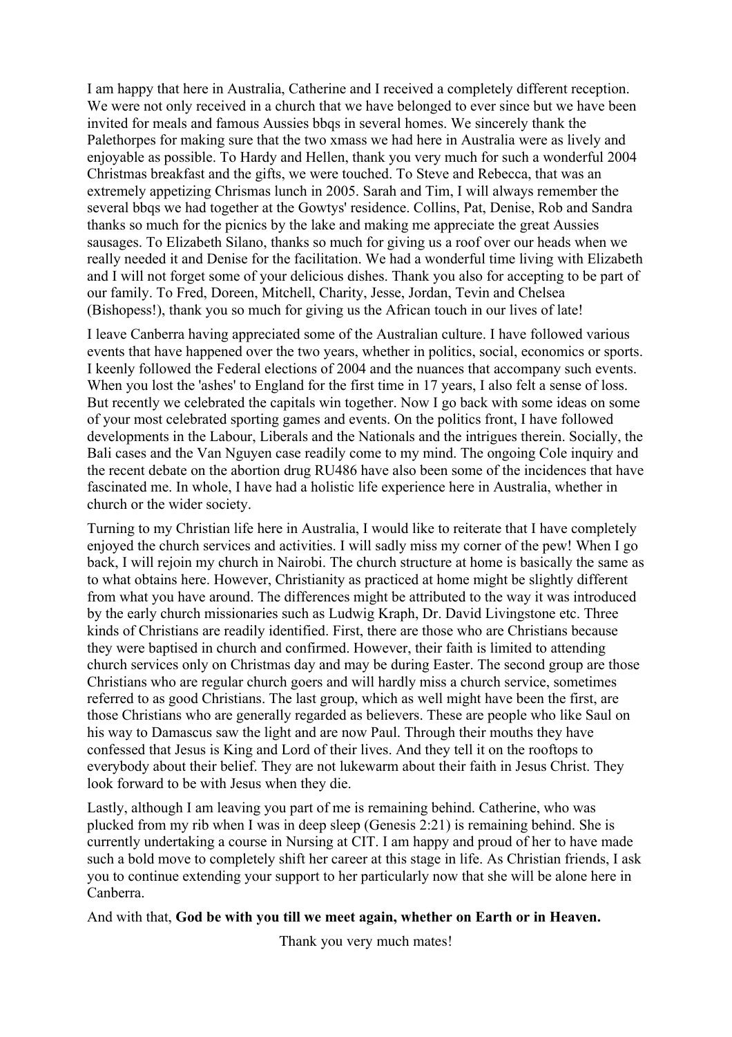I am happy that here in Australia, Catherine and I received a completely different reception. We were not only received in a church that we have belonged to ever since but we have been invited for meals and famous Aussies bbqs in several homes. We sincerely thank the Palethorpes for making sure that the two xmass we had here in Australia were as lively and enjoyable as possible. To Hardy and Hellen, thank you very much for such a wonderful 2004 Christmas breakfast and the gifts, we were touched. To Steve and Rebecca, that was an extremely appetizing Chrismas lunch in 2005. Sarah and Tim, I will always remember the several bbqs we had together at the Gowtys' residence. Collins, Pat, Denise, Rob and Sandra thanks so much for the picnics by the lake and making me appreciate the great Aussies sausages. To Elizabeth Silano, thanks so much for giving us a roof over our heads when we really needed it and Denise for the facilitation. We had a wonderful time living with Elizabeth and I will not forget some of your delicious dishes. Thank you also for accepting to be part of our family. To Fred, Doreen, Mitchell, Charity, Jesse, Jordan, Tevin and Chelsea (Bishopess!), thank you so much for giving us the African touch in our lives of late!

I leave Canberra having appreciated some of the Australian culture. I have followed various events that have happened over the two years, whether in politics, social, economics or sports. I keenly followed the Federal elections of 2004 and the nuances that accompany such events. When you lost the 'ashes' to England for the first time in 17 years, I also felt a sense of loss. But recently we celebrated the capitals win together. Now I go back with some ideas on some of your most celebrated sporting games and events. On the politics front, I have followed developments in the Labour, Liberals and the Nationals and the intrigues therein. Socially, the Bali cases and the Van Nguyen case readily come to my mind. The ongoing Cole inquiry and the recent debate on the abortion drug RU486 have also been some of the incidences that have fascinated me. In whole, I have had a holistic life experience here in Australia, whether in church or the wider society.

Turning to my Christian life here in Australia, I would like to reiterate that I have completely enjoyed the church services and activities. I will sadly miss my corner of the pew! When I go back, I will rejoin my church in Nairobi. The church structure at home is basically the same as to what obtains here. However, Christianity as practiced at home might be slightly different from what you have around. The differences might be attributed to the way it was introduced by the early church missionaries such as Ludwig Kraph, Dr. David Livingstone etc. Three kinds of Christians are readily identified. First, there are those who are Christians because they were baptised in church and confirmed. However, their faith is limited to attending church services only on Christmas day and may be during Easter. The second group are those Christians who are regular church goers and will hardly miss a church service, sometimes referred to as good Christians. The last group, which as well might have been the first, are those Christians who are generally regarded as believers. These are people who like Saul on his way to Damascus saw the light and are now Paul. Through their mouths they have confessed that Jesus is King and Lord of their lives. And they tell it on the rooftops to everybody about their belief. They are not lukewarm about their faith in Jesus Christ. They look forward to be with Jesus when they die.

Lastly, although I am leaving you part of me is remaining behind. Catherine, who was plucked from my rib when I was in deep sleep (Genesis 2:21) is remaining behind. She is currently undertaking a course in Nursing at CIT. I am happy and proud of her to have made such a bold move to completely shift her career at this stage in life. As Christian friends, I ask you to continue extending your support to her particularly now that she will be alone here in Canberra.

And with that, **God be with you till we meet again, whether on Earth or in Heaven.**

Thank you very much mates!